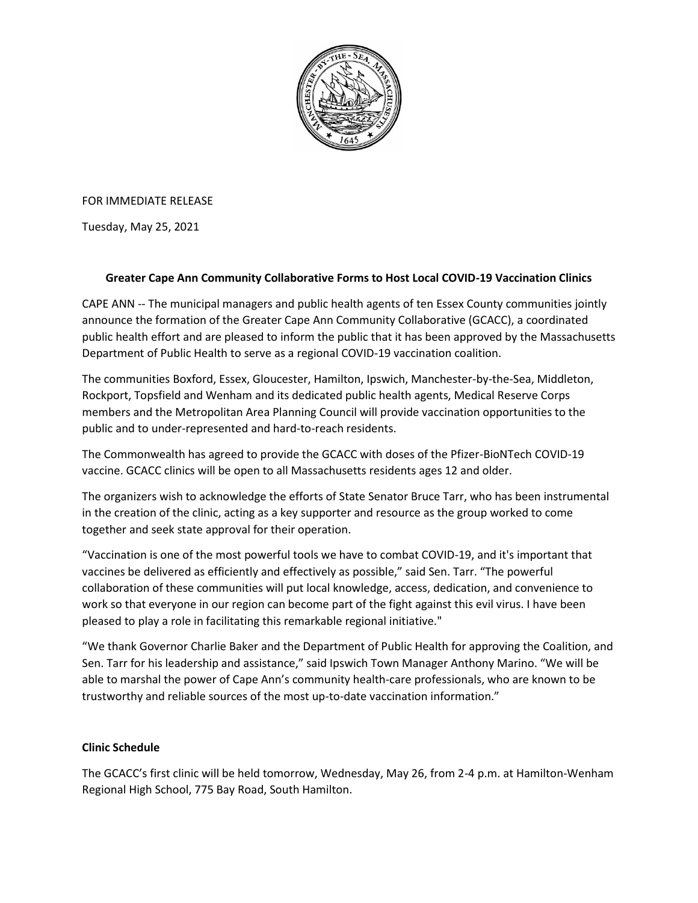FOR IMMEDIATE RELEASE

Tuesday, May 25, 2021

**Greater Cape Ann Community Collaborative Forms to Host Local COVID-19 Vaccination Clinics**

CAPE ANN -- The municipal managers and public health agents of ten Essex County communities jointly announce the formation of the Greater Cape Ann Community Collaborative (GCACC), a coordinated public health effort and are pleased to inform the public that it has been approved by the Massachusetts Department of Public Health to serve as a regional COVID-19 vaccination coalition.

The communities Boxford, Essex, Gloucester, Hamilton, Ipswich, Manchester-by-the-Sea, Middleton, Rockport, Topsfield and Wenham and its dedicated public health agents, Medical Reserve Corps members and the Metropolitan Area Planning Council will provide vaccination opportunities to the public and to under-represented and hard-to-reach residents.

The Commonwealth has agreed to provide the GCACC with doses of the Pfizer-BioNTech COVID-19 vaccine. GCACC clinics will be open to all Massachusetts residents ages 12 and older.

The organizers wish to acknowledge the efforts of State Senator Bruce Tarr, who has been instrumental in the creation of the clinic, acting as a key supporter and resource as the group worked to come together and seek state approval for their operation.

"Vaccination is one of the most powerful tools we have to combat COVID-19, and it's important that vaccines be delivered as efficiently and effectively as possible," said Sen. Tarr. "The powerful collaboration of these communities will put local knowledge, access, dedication, and convenience to work so that everyone in our region can become part of the fight against this evil virus. I have been pleased to play a role in facilitating this remarkable regional initiative."

"We thank Governor Charlie Baker and the Department of Public Health for approving the Coalition, and Sen. Tarr for his leadership and assistance," said Ipswich Town Manager Anthony Marino. "We will be able to marshal the power of Cape Ann's community health-care professionals, who are known to be trustworthy and reliable sources of the most up-to-date vaccination information."

**Clinic Schedule**

The GCACC's first clinic will be held tomorrow, Wednesday, May 26, from 2-4 p.m. at Hamilton-Wenham Regional High School, 775 Bay Road, South Hamilton.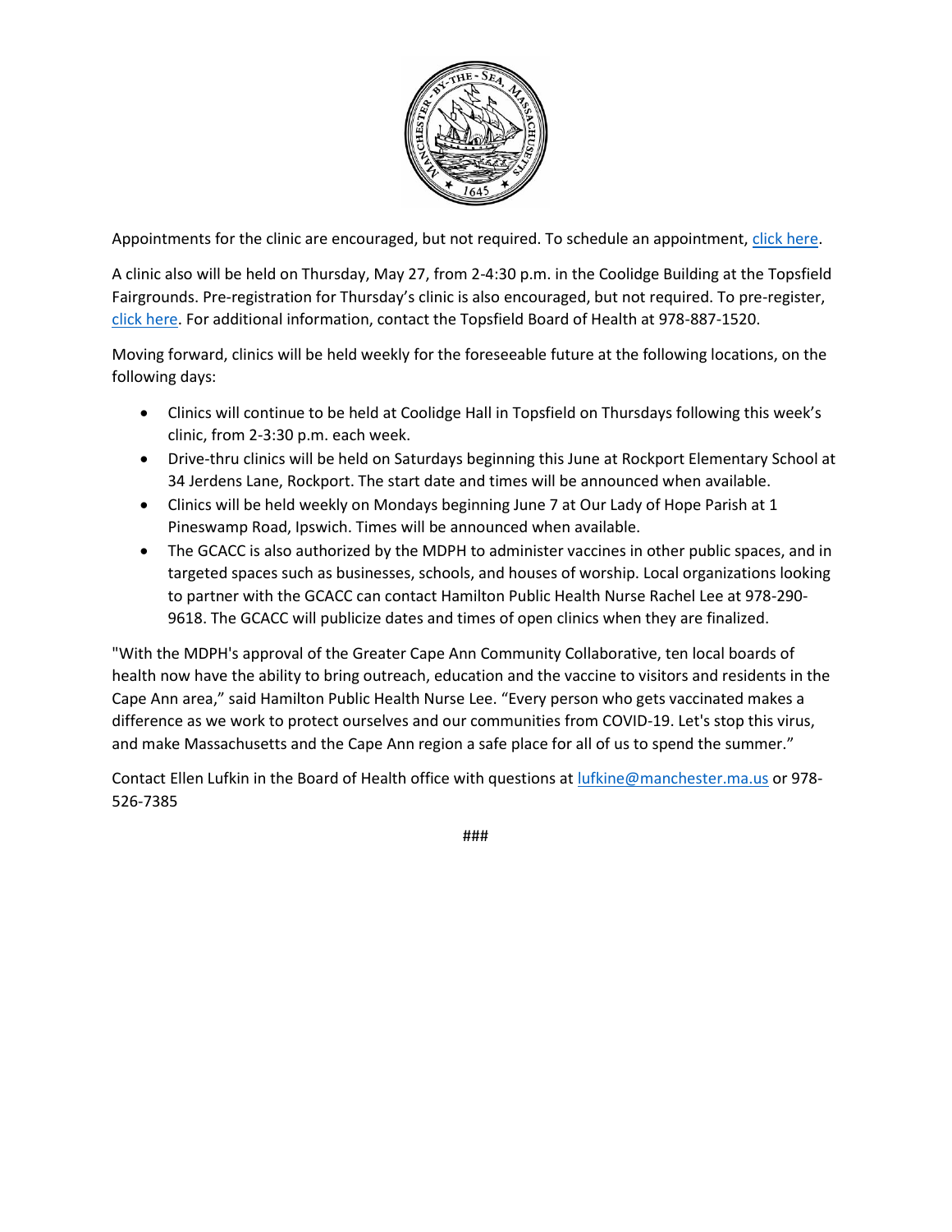Appointments for the clinic are encouraged, but not required. To schedule an appointment, click here.

A clinic also will be held on Thursday, May 27, from 2-4:30 p.m. in the Coolidge Building at the Topsfield Fairgrounds. Pre-registration for Thursday's clinic is also encouraged, but not required. To pre-register, click here. For additional information, contact the Topsfield Board of Health at 978-887-1520.

Moving forward, clinics will be held weekly for the foreseeable future at the following locations, on the following days:

- Clinics will continue to be held at Coolidge Hall in Topsfield on Thursdays following this week's clinic, from 2-3:30 p.m. each week.
- Drive-thru clinics will be held on Saturdays beginning this June at Rockport Elementary School at 34 Jerdens Lane, Rockport. The start date and times will be announced when available.
- Clinics will be held weekly on Mondays beginning June 7 at Our Lady of Hope Parish at 1 Pineswamp Road, Ipswich. Times will be announced when available.
- The GCACC is also authorized by the MDPH to administer vaccines in other public spaces, and in targeted spaces such as businesses, schools, and houses of worship. Local organizations looking to partner with the GCACC can contact Hamilton Public Health Nurse Rachel Lee at 978-290-9618. The GCACC will publicize dates and times of open clinics when they are finalized.

"With the MDPH's approval of the Greater Cape Ann Community Collaborative, ten local boards of health now have the ability to bring outreach, education and the vaccine to visitors and residents in the Cape Ann area," said Hamilton Public Health Nurse Lee. "Every person who gets vaccinated makes a difference as we work to protect ourselves and our communities from COVID-19. Let's stop this virus, and make Massachusetts and the Cape Ann region a safe place for all of us to spend the summer."

Contact Ellen Lufkin in the Board of Health office with questions at lufkine@manchester.ma.us or 978-526-7385

###